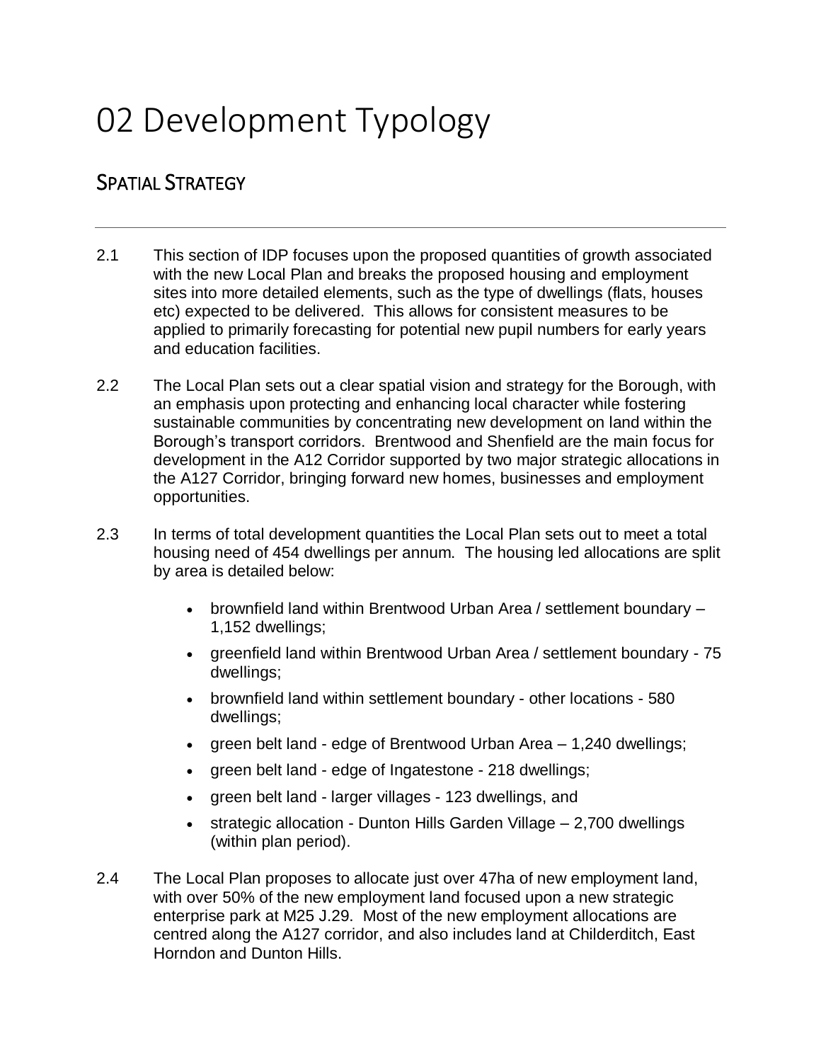# 02 Development Typology

## SPATIAL STRATEGY

2.1 This section of IDP focuses upon the proposed quantities of growth associated with the new Local Plan and breaks the proposed housing and employment sites into more detailed elements, such as the type of dwellings (flats, houses etc) expected to be delivered. This allows for consistent measures to be applied to primarily forecasting for potential new pupil numbers for early years and education facilities.

2.2 The Local Plan sets out a clear spatial vision and strategy for the Borough, with an emphasis upon protecting and enhancing local character while fostering sustainable communities by concentrating new development on land within the Borough's transport corridors. Brentwood and Shenfield are the main focus for development in the A12 Corridor supported by two major strategic allocations in the A127 Corridor, bringing forward new homes, businesses and employment opportunities.

2.3 In terms of total development quantities the Local Plan sets out to meet a total housing need of 454 dwellings per annum. The housing led allocations are split by area is detailed below:

- brownfield land within Brentwood Urban Area / settlement boundary – 1,152 dwellings;
- greenfield land within Brentwood Urban Area / settlement boundary - 75 dwellings;
- brownfield land within settlement boundary - other locations - 580 dwellings;
- green belt land - edge of Brentwood Urban Area – 1,240 dwellings;
- green belt land - edge of Ingatestone - 218 dwellings;
- green belt land - larger villages - 123 dwellings, and
- strategic allocation - Dunton Hills Garden Village – 2,700 dwellings (within plan period).

2.4 The Local Plan proposes to allocate just over 47ha of new employment land, with over 50% of the new employment land focused upon a new strategic enterprise park at M25 J.29. Most of the new employment allocations are centred along the A127 corridor, and also includes land at Childerditch, East Horndon and Dunton Hills.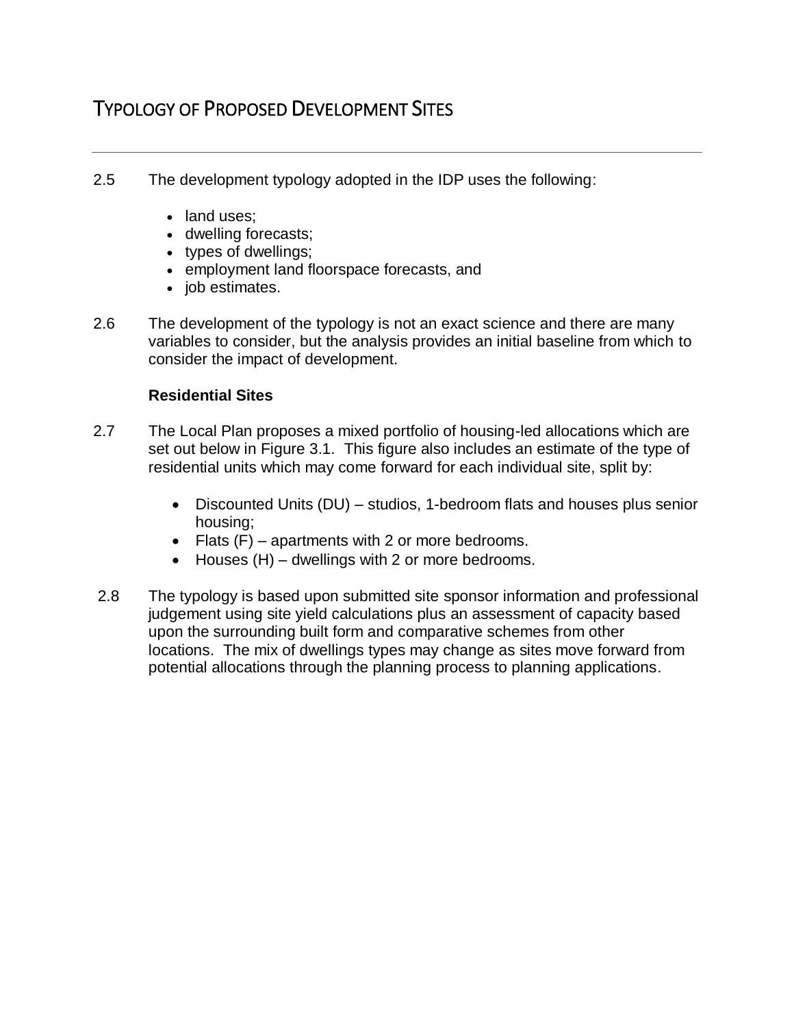## TYPOLOGY OF PROPOSED DEVELOPMENT SITES

2.5 The development typology adopted in the IDP uses the following:

- land uses;
- dwelling forecasts;
- types of dwellings;
- employment land floorspace forecasts, and
- job estimates.

2.6 The development of the typology is not an exact science and there are many variables to consider, but the analysis provides an initial baseline from which to consider the impact of development.

**Residential Sites**

2.7 The Local Plan proposes a mixed portfolio of housing-led allocations which are set out below in Figure 3.1. This figure also includes an estimate of the type of residential units which may come forward for each individual site, split by:

- Discounted Units (DU) – studios, 1-bedroom flats and houses plus senior housing;
- Flats (F) – apartments with 2 or more bedrooms.
- Houses (H) – dwellings with 2 or more bedrooms.

2.8 The typology is based upon submitted site sponsor information and professional judgement using site yield calculations plus an assessment of capacity based upon the surrounding built form and comparative schemes from other locations. The mix of dwellings types may change as sites move forward from potential allocations through the planning process to planning applications.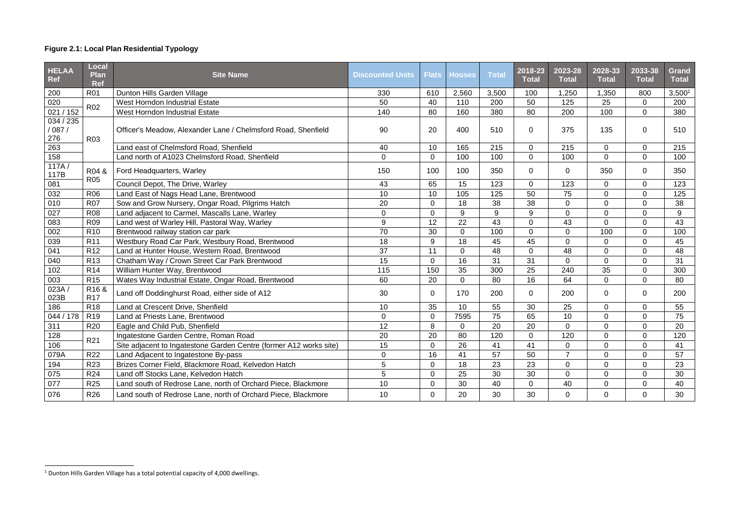**Figure 2.1: Local Plan Residential Typology**

| HELAA Ref | Local Plan Ref | Site Name | Discounted Units | Flats | Houses | Total | 2018-23 Total | 2023-28 Total | 2028-33 Total | 2033-38 Total | Grand Total |
|---|---|---|---|---|---|---|---|---|---|---|---|
| 200 | R01 | Dunton Hills Garden Village | 330 | 610 | 2,560 | 3,500 | 100 | 1,250 | 1,350 | 800 | 3,500[1] |
| 020 | R02 | West Horndon Industrial Estate | 50 | 40 | 110 | 200 | 50 | 125 | 25 | 0 | 200 |
| 021 / 152 | | West Horndon Industrial Estate | 140 | 80 | 160 | 380 | 80 | 200 | 100 | 0 | 380 |
| 034 / 235 / 087 / 276 | R03 | Officer's Meadow, Alexander Lane / Chelmsford Road, Shenfield | 90 | 20 | 400 | 510 | 0 | 375 | 135 | 0 | 510 |
| 263 | | Land east of Chelmsford Road, Shenfield | 40 | 10 | 165 | 215 | 0 | 215 | 0 | 0 | 215 |
| 158 | | Land north of A1023 Chelmsford Road, Shenfield | 0 | 0 | 100 | 100 | 0 | 100 | 0 | 0 | 100 |
| 117A / 117B | R04 & R05 | Ford Headquarters, Warley | 150 | 100 | 100 | 350 | 0 | 0 | 350 | 0 | 350 |
| 081 | | Council Depot, The Drive, Warley | 43 | 65 | 15 | 123 | 0 | 123 | 0 | 0 | 123 |
| 032 | R06 | Land East of Nags Head Lane, Brentwood | 10 | 10 | 105 | 125 | 50 | 75 | 0 | 0 | 125 |
| 010 | R07 | Sow and Grow Nursery, Ongar Road, Pilgrims Hatch | 20 | 0 | 18 | 38 | 38 | 0 | 0 | 0 | 38 |
| 027 | R08 | Land adjacent to Carmel, Mascalls Lane, Warley | 0 | 0 | 9 | 9 | 9 | 0 | 0 | 0 | 9 |
| 083 | R09 | Land west of Warley Hill, Pastoral Way, Warley | 9 | 12 | 22 | 43 | 0 | 43 | 0 | 0 | 43 |
| 002 | R10 | Brentwood railway station car park | 70 | 30 | 0 | 100 | 0 | 0 | 100 | 0 | 100 |
| 039 | R11 | Westbury Road Car Park, Westbury Road, Brentwood | 18 | 9 | 18 | 45 | 45 | 0 | 0 | 0 | 45 |
| 041 | R12 | Land at Hunter House, Western Road, Brentwood | 37 | 11 | 0 | 48 | 0 | 48 | 0 | 0 | 48 |
| 040 | R13 | Chatham Way / Crown Street Car Park Brentwood | 15 | 0 | 16 | 31 | 31 | 0 | 0 | 0 | 31 |
| 102 | R14 | William Hunter Way, Brentwood | 115 | 150 | 35 | 300 | 25 | 240 | 35 | 0 | 300 |
| 003 | R15 | Wates Way Industrial Estate, Ongar Road, Brentwood | 60 | 20 | 0 | 80 | 16 | 64 | 0 | 0 | 80 |
| 023A / 023B | R16 & R17 | Land off Doddinghurst Road, either side of A12 | 30 | 0 | 170 | 200 | 0 | 200 | 0 | 0 | 200 |
| 186 | R18 | Land at Crescent Drive, Shenfield | 10 | 35 | 10 | 55 | 30 | 25 | 0 | 0 | 55 |
| 044 / 178 | R19 | Land at Priests Lane, Brentwood | 0 | 0 | 7595 | 75 | 65 | 10 | 0 | 0 | 75 |
| 311 | R20 | Eagle and Child Pub, Shenfield | 12 | 8 | 0 | 20 | 20 | 0 | 0 | 0 | 20 |
| 128 | R21 | Ingatestone Garden Centre, Roman Road | 20 | 20 | 80 | 120 | 0 | 120 | 0 | 0 | 120 |
| 106 | | Site adjacent to Ingatestone Garden Centre (former A12 works site) | 15 | 0 | 26 | 41 | 41 | 0 | 0 | 0 | 41 |
| 079A | R22 | Land Adjacent to Ingatestone By-pass | 0 | 16 | 41 | 57 | 50 | 7 | 0 | 0 | 57 |
| 194 | R23 | Brizes Corner Field, Blackmore Road, Kelvedon Hatch | 5 | 0 | 18 | 23 | 23 | 0 | 0 | 0 | 23 |
| 075 | R24 | Land off Stocks Lane, Kelvedon Hatch | 5 | 0 | 25 | 30 | 30 | 0 | 0 | 0 | 30 |
| 077 | R25 | Land south of Redrose Lane, north of Orchard Piece, Blackmore | 10 | 0 | 30 | 40 | 0 | 40 | 0 | 0 | 40 |
| 076 | R26 | Land south of Redrose Lane, north of Orchard Piece, Blackmore | 10 | 0 | 20 | 30 | 30 | 0 | 0 | 0 | 30 |

[1] Dunton Hills Garden Village has a total potential capacity of 4,000 dwellings.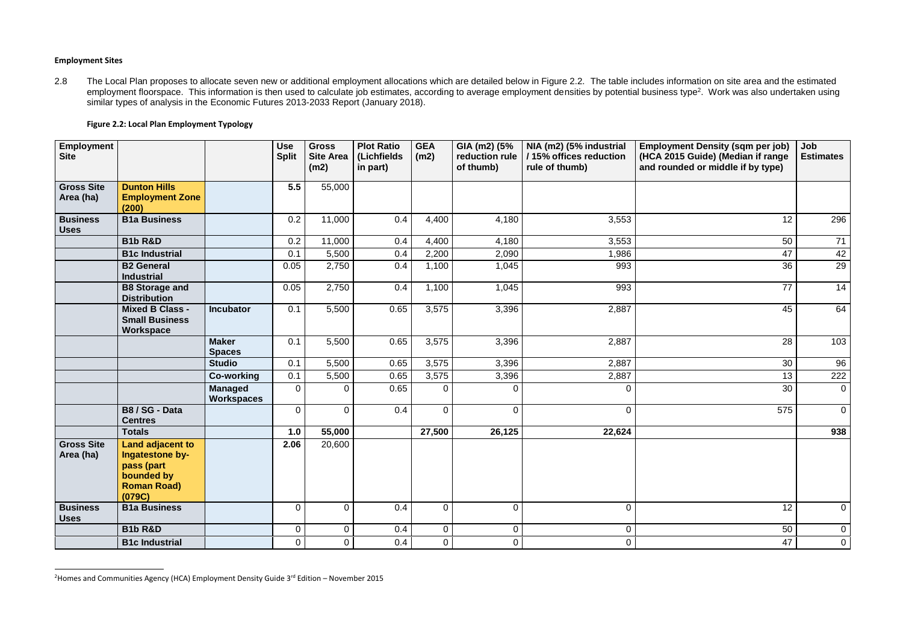#### Employment Sites

2.8 The Local Plan proposes to allocate seven new or additional employment allocations which are detailed below in Figure 2.2. The table includes information on site area and the estimated employment floorspace. This information is then used to calculate job estimates, according to average employment densities by potential business type[2]. Work was also undertaken using similar types of analysis in the Economic Futures 2013-2033 Report (January 2018).

**Figure 2.2: Local Plan Employment Typology**

| Employment Site | | | Use Split | Gross Site Area (m2) | Plot Ratio (Lichfields in part) | GEA (m2) | GIA (m2) (5% reduction rule of thumb) | NIA (m2) (5% industrial / 15% offices reduction rule of thumb) | Employment Density (sqm per job) (HCA 2015 Guide) (Median if range and rounded or middle if by type) | Job Estimates |
|---|---|---|---|---|---|---|---|---|---|---|
| **Gross Site Area (ha)** | **Dunton Hills Employment Zone (200)** | | **5.5** | 55,000 | | | | | | |
| **Business Uses** | **B1a Business** | | 0.2 | 11,000 | 0.4 | 4,400 | 4,180 | 3,553 | 12 | 296 |
| | **B1b R&D** | | 0.2 | 11,000 | 0.4 | 4,400 | 4,180 | 3,553 | 50 | 71 |
| | **B1c Industrial** | | 0.1 | 5,500 | 0.4 | 2,200 | 2,090 | 1,986 | 47 | 42 |
| | **B2 General Industrial** | | 0.05 | 2,750 | 0.4 | 1,100 | 1,045 | 993 | 36 | 29 |
| | **B8 Storage and Distribution** | | 0.05 | 2,750 | 0.4 | 1,100 | 1,045 | 993 | 77 | 14 |
| | **Mixed B Class - Small Business Workspace** | **Incubator** | 0.1 | 5,500 | 0.65 | 3,575 | 3,396 | 2,887 | 45 | 64 |
| | | **Maker Spaces** | 0.1 | 5,500 | 0.65 | 3,575 | 3,396 | 2,887 | 28 | 103 |
| | | **Studio** | 0.1 | 5,500 | 0.65 | 3,575 | 3,396 | 2,887 | 30 | 96 |
| | | **Co-working** | 0.1 | 5,500 | 0.65 | 3,575 | 3,396 | 2,887 | 13 | 222 |
| | | **Managed Workspaces** | 0 | 0 | 0.65 | 0 | 0 | 0 | 30 | 0 |
| | **B8 / SG - Data Centres** | | 0 | 0 | 0.4 | 0 | 0 | 0 | 575 | 0 |
| | **Totals** | | **1.0** | **55,000** | | **27,500** | **26,125** | **22,624** | | **938** |
| **Gross Site Area (ha)** | **Land adjacent to Ingatestone by-pass (part bounded by Roman Road) (079C)** | | **2.06** | 20,600 | | | | | | |
| **Business Uses** | **B1a Business** | | 0 | 0 | 0.4 | 0 | 0 | 0 | 12 | 0 |
| | **B1b R&D** | | 0 | 0 | 0.4 | 0 | 0 | 0 | 50 | 0 |
| | **B1c Industrial** | | 0 | 0 | 0.4 | 0 | 0 | 0 | 47 | 0 |

[2] Homes and Communities Agency (HCA) Employment Density Guide 3rd Edition – November 2015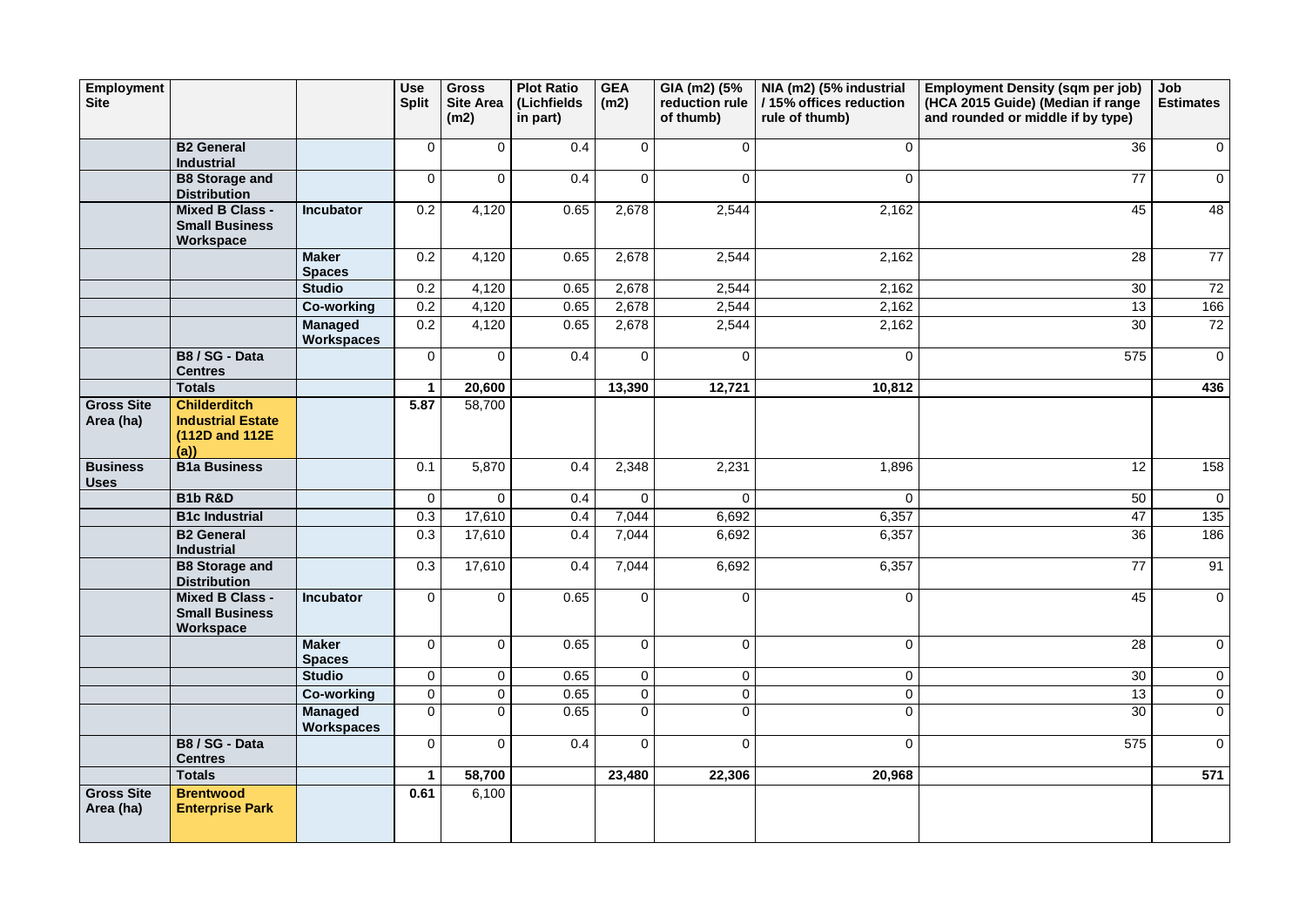| Employment Site | | | Use Split | Gross Site Area (m2) | Plot Ratio (Lichfields in part) | GEA (m2) | GIA (m2) (5% reduction rule of thumb) | NIA (m2) (5% industrial / 15% offices reduction rule of thumb) | Employment Density (sqm per job) (HCA 2015 Guide) (Median if range and rounded or middle if by type) | Job Estimates |
|---|---|---|---|---|---|---|---|---|---|---|
| | **B2 General Industrial** | | 0 | 0 | 0.4 | 0 | 0 | 0 | 36 | 0 |
| | **B8 Storage and Distribution** | | 0 | 0 | 0.4 | 0 | 0 | 0 | 77 | 0 |
| | **Mixed B Class - Small Business Workspace** | **Incubator** | 0.2 | 4,120 | 0.65 | 2,678 | 2,544 | 2,162 | 45 | 48 |
| | | **Maker Spaces** | 0.2 | 4,120 | 0.65 | 2,678 | 2,544 | 2,162 | 28 | 77 |
| | | **Studio** | 0.2 | 4,120 | 0.65 | 2,678 | 2,544 | 2,162 | 30 | 72 |
| | | **Co-working** | 0.2 | 4,120 | 0.65 | 2,678 | 2,544 | 2,162 | 13 | 166 |
| | | **Managed Workspaces** | 0.2 | 4,120 | 0.65 | 2,678 | 2,544 | 2,162 | 30 | 72 |
| | **B8 / SG - Data Centres** | | 0 | 0 | 0.4 | 0 | 0 | 0 | 575 | 0 |
| | **Totals** | | **1** | **20,600** | | **13,390** | **12,721** | **10,812** | | **436** |
| **Gross Site Area (ha)** | **Childerditch Industrial Estate (112D and 112E (a))** | | **5.87** | 58,700 | | | | | | |
| **Business Uses** | **B1a Business** | | 0.1 | 5,870 | 0.4 | 2,348 | 2,231 | 1,896 | 12 | 158 |
| | **B1b R&D** | | 0 | 0 | 0.4 | 0 | 0 | 0 | 50 | 0 |
| | **B1c Industrial** | | 0.3 | 17,610 | 0.4 | 7,044 | 6,692 | 6,357 | 47 | 135 |
| | **B2 General Industrial** | | 0.3 | 17,610 | 0.4 | 7,044 | 6,692 | 6,357 | 36 | 186 |
| | **B8 Storage and Distribution** | | 0.3 | 17,610 | 0.4 | 7,044 | 6,692 | 6,357 | 77 | 91 |
| | **Mixed B Class - Small Business Workspace** | **Incubator** | 0 | 0 | 0.65 | 0 | 0 | 0 | 45 | 0 |
| | | **Maker Spaces** | 0 | 0 | 0.65 | 0 | 0 | 0 | 28 | 0 |
| | | **Studio** | 0 | 0 | 0.65 | 0 | 0 | 0 | 30 | 0 |
| | | **Co-working** | 0 | 0 | 0.65 | 0 | 0 | 0 | 13 | 0 |
| | | **Managed Workspaces** | 0 | 0 | 0.65 | 0 | 0 | 0 | 30 | 0 |
| | **B8 / SG - Data Centres** | | 0 | 0 | 0.4 | 0 | 0 | 0 | 575 | 0 |
| | **Totals** | | **1** | **58,700** | | **23,480** | **22,306** | **20,968** | | **571** |
| **Gross Site Area (ha)** | **Brentwood Enterprise Park** | | **0.61** | 6,100 | | | | | | |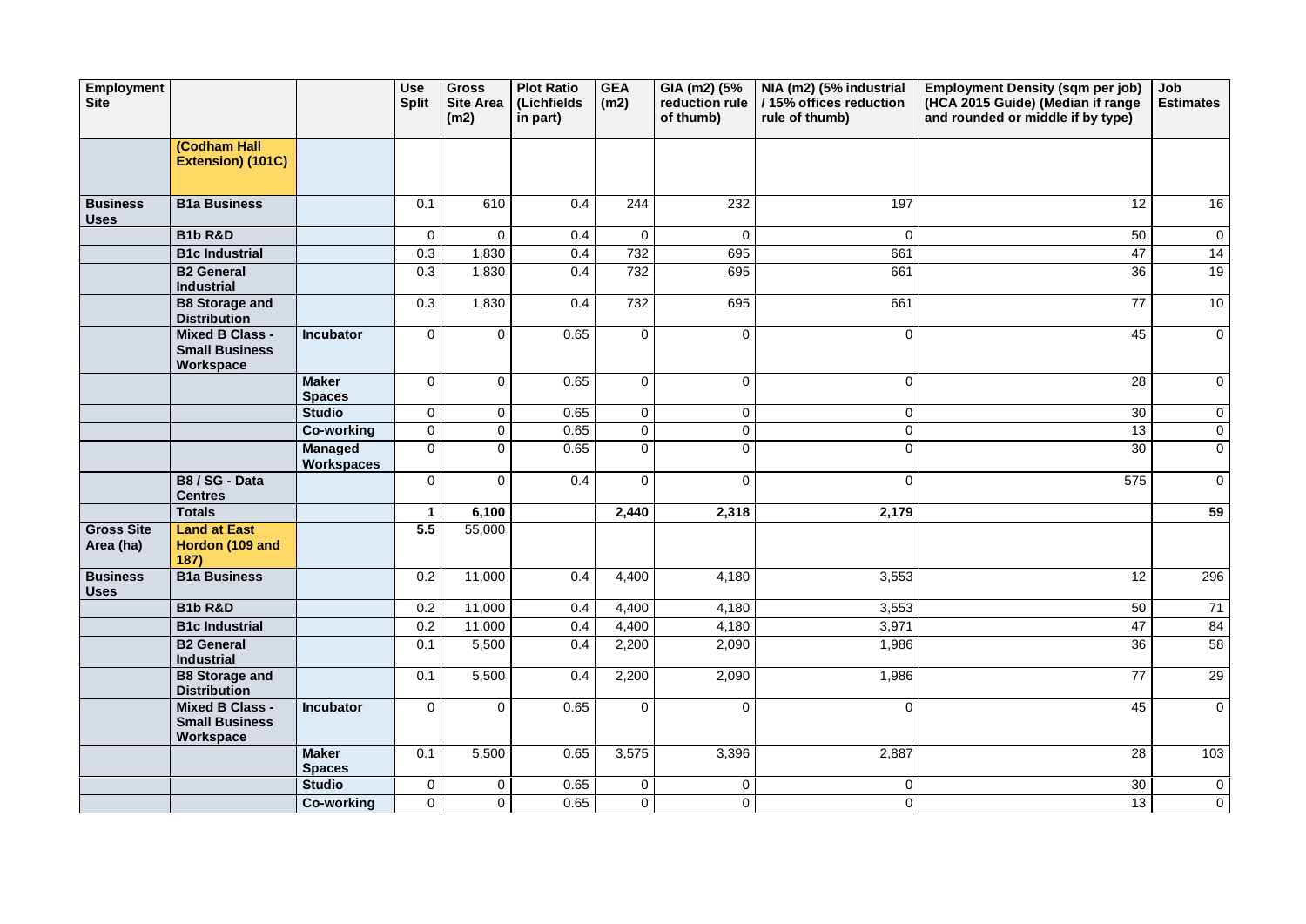| Employment Site | | | Use Split | Gross Site Area (m2) | Plot Ratio (Lichfields in part) | GEA (m2) | GIA (m2) (5% reduction rule of thumb) | NIA (m2) (5% industrial / 15% offices reduction rule of thumb) | Employment Density (sqm per job) (HCA 2015 Guide) (Median if range and rounded or middle if by type) | Job Estimates |
|---|---|---|---|---|---|---|---|---|---|---|
| | **(Codham Hall Extension) (101C)** | | | | | | | | | |
| **Business Uses** | **B1a Business** | | 0.1 | 610 | 0.4 | 244 | 232 | 197 | 12 | 16 |
| | **B1b R&D** | | 0 | 0 | 0.4 | 0 | 0 | 0 | 50 | 0 |
| | **B1c Industrial** | | 0.3 | 1,830 | 0.4 | 732 | 695 | 661 | 47 | 14 |
| | **B2 General Industrial** | | 0.3 | 1,830 | 0.4 | 732 | 695 | 661 | 36 | 19 |
| | **B8 Storage and Distribution** | | 0.3 | 1,830 | 0.4 | 732 | 695 | 661 | 77 | 10 |
| | **Mixed B Class - Small Business Workspace** | **Incubator** | 0 | 0 | 0.65 | 0 | 0 | 0 | 45 | 0 |
| | | **Maker Spaces** | 0 | 0 | 0.65 | 0 | 0 | 0 | 28 | 0 |
| | | **Studio** | 0 | 0 | 0.65 | 0 | 0 | 0 | 30 | 0 |
| | | **Co-working** | 0 | 0 | 0.65 | 0 | 0 | 0 | 13 | 0 |
| | | **Managed Workspaces** | 0 | 0 | 0.65 | 0 | 0 | 0 | 30 | 0 |
| | **B8 / SG - Data Centres** | | 0 | 0 | 0.4 | 0 | 0 | 0 | 575 | 0 |
| | **Totals** | | **1** | **6,100** | | **2,440** | **2,318** | **2,179** | | **59** |
| **Gross Site Area (ha)** | **Land at East Hordon (109 and 187)** | | **5.5** | 55,000 | | | | | | |
| **Business Uses** | **B1a Business** | | 0.2 | 11,000 | 0.4 | 4,400 | 4,180 | 3,553 | 12 | 296 |
| | **B1b R&D** | | 0.2 | 11,000 | 0.4 | 4,400 | 4,180 | 3,553 | 50 | 71 |
| | **B1c Industrial** | | 0.2 | 11,000 | 0.4 | 4,400 | 4,180 | 3,971 | 47 | 84 |
| | **B2 General Industrial** | | 0.1 | 5,500 | 0.4 | 2,200 | 2,090 | 1,986 | 36 | 58 |
| | **B8 Storage and Distribution** | | 0.1 | 5,500 | 0.4 | 2,200 | 2,090 | 1,986 | 77 | 29 |
| | **Mixed B Class - Small Business Workspace** | **Incubator** | 0 | 0 | 0.65 | 0 | 0 | 0 | 45 | 0 |
| | | **Maker Spaces** | 0.1 | 5,500 | 0.65 | 3,575 | 3,396 | 2,887 | 28 | 103 |
| | | **Studio** | 0 | 0 | 0.65 | 0 | 0 | 0 | 30 | 0 |
| | | **Co-working** | 0 | 0 | 0.65 | 0 | 0 | 0 | 13 | 0 |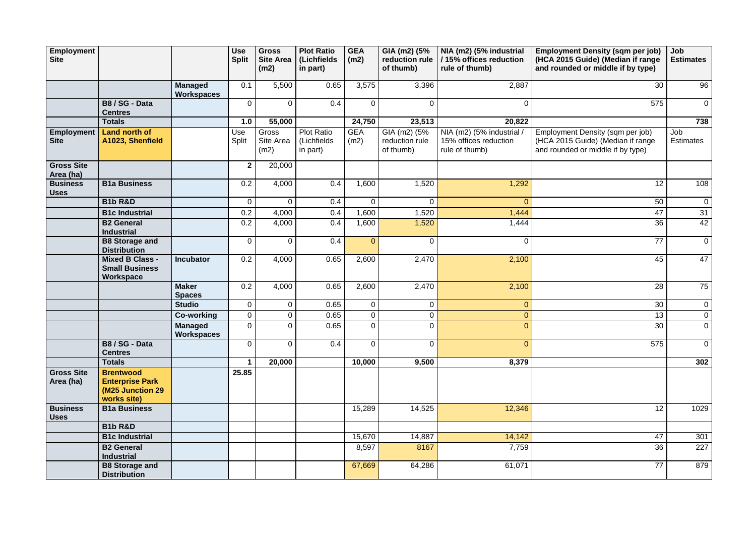| Employment Site | | | Use Split | Gross Site Area (m2) | Plot Ratio (Lichfields in part) | GEA (m2) | GIA (m2) (5% reduction rule of thumb) | NIA (m2) (5% industrial / 15% offices reduction rule of thumb) | Employment Density (sqm per job) (HCA 2015 Guide) (Median if range and rounded or middle if by type) | Job Estimates |
|---|---|---|---|---|---|---|---|---|---|---|
| | | **Managed Workspaces** | 0.1 | 5,500 | 0.65 | 3,575 | 3,396 | 2,887 | 30 | 96 |
| | **B8 / SG - Data Centres** | | 0 | 0 | 0.4 | 0 | 0 | 0 | 575 | 0 |
| | **Totals** | | **1.0** | **55,000** | | **24,750** | **23,513** | **20,822** | | **738** |
| **Employment Site** | **Land north of A1023, Shenfield** | | Use Split | Gross Site Area (m2) | Plot Ratio (Lichfields in part) | GEA (m2) | GIA (m2) (5% reduction rule of thumb) | NIA (m2) (5% industrial / 15% offices reduction rule of thumb) | Employment Density (sqm per job) (HCA 2015 Guide) (Median if range and rounded or middle if by type) | Job Estimates |
| **Gross Site Area (ha)** | | | **2** | 20,000 | | | | | | |
| **Business Uses** | **B1a Business** | | 0.2 | 4,000 | 0.4 | 1,600 | 1,520 | 1,292 | 12 | 108 |
| | **B1b R&D** | | 0 | 0 | 0.4 | 0 | 0 | 0 | 50 | 0 |
| | **B1c Industrial** | | 0.2 | 4,000 | 0.4 | 1,600 | 1,520 | 1,444 | 47 | 31 |
| | **B2 General Industrial** | | 0.2 | 4,000 | 0.4 | 1,600 | 1,520 | 1,444 | 36 | 42 |
| | **B8 Storage and Distribution** | | 0 | 0 | 0.4 | 0 | 0 | 0 | 77 | 0 |
| | **Mixed B Class - Small Business Workspace** | **Incubator** | 0.2 | 4,000 | 0.65 | 2,600 | 2,470 | 2,100 | 45 | 47 |
| | | **Maker Spaces** | 0.2 | 4,000 | 0.65 | 2,600 | 2,470 | 2,100 | 28 | 75 |
| | | **Studio** | 0 | 0 | 0.65 | 0 | 0 | 0 | 30 | 0 |
| | | **Co-working** | 0 | 0 | 0.65 | 0 | 0 | 0 | 13 | 0 |
| | | **Managed Workspaces** | 0 | 0 | 0.65 | 0 | 0 | 0 | 30 | 0 |
| | **B8 / SG - Data Centres** | | 0 | 0 | 0.4 | 0 | 0 | 0 | 575 | 0 |
| | **Totals** | | **1** | **20,000** | | **10,000** | **9,500** | **8,379** | | **302** |
| **Gross Site Area (ha)** | **Brentwood Enterprise Park (M25 Junction 29 works site)** | | **25.85** | | | | | | | |
| **Business Uses** | **B1a Business** | | | | | 15,289 | 14,525 | 12,346 | 12 | 1029 |
| | **B1b R&D** | | | | | | | | | |
| | **B1c Industrial** | | | | | 15,670 | 14,887 | 14,142 | 47 | 301 |
| | **B2 General Industrial** | | | | | 8,597 | 8167 | 7,759 | 36 | 227 |
| | **B8 Storage and Distribution** | | | | | 67,669 | 64,286 | 61,071 | 77 | 879 |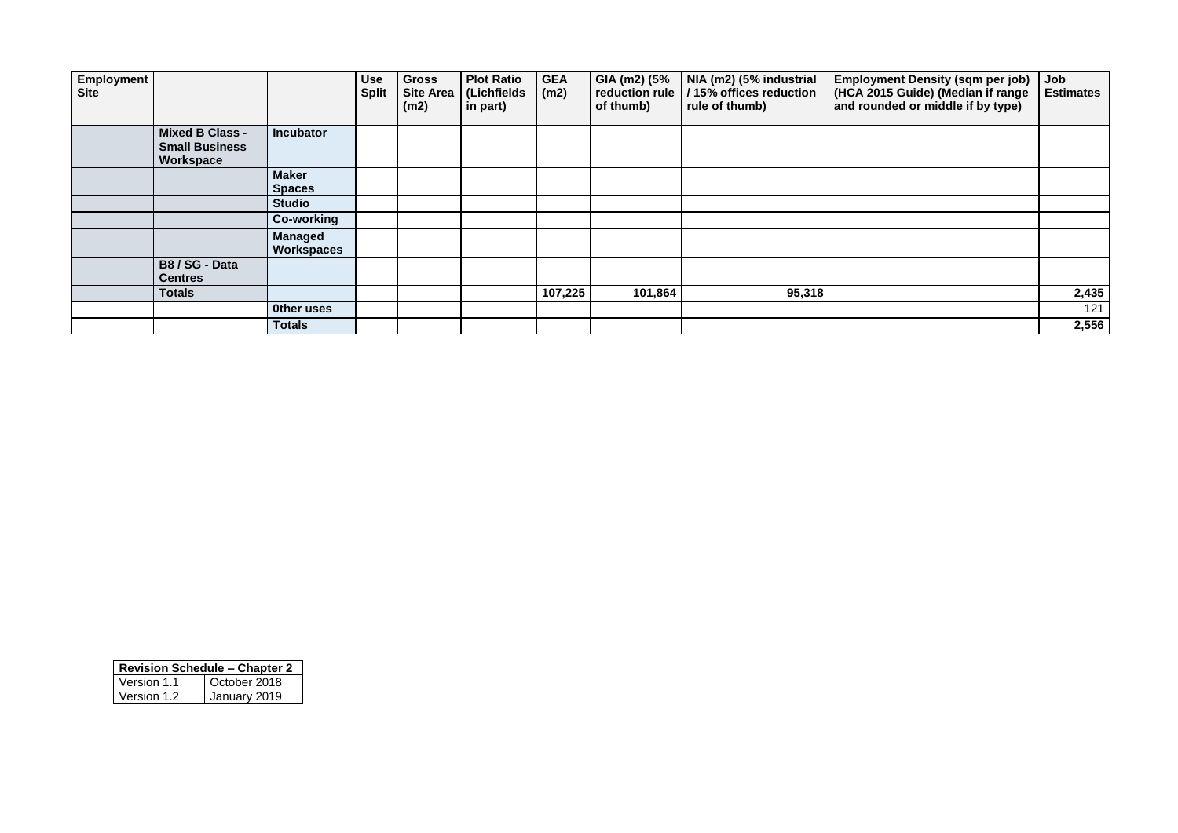| Employment Site | | | Use Split | Gross Site Area (m2) | Plot Ratio (Lichfields in part) | GEA (m2) | GIA (m2) (5% reduction rule of thumb) | NIA (m2) (5% industrial / 15% offices reduction rule of thumb) | Employment Density (sqm per job) (HCA 2015 Guide) (Median if range and rounded or middle if by type) | Job Estimates |
|---|---|---|---|---|---|---|---|---|---|---|
| | **Mixed B Class - Small Business Workspace** | **Incubator** | | | | | | | | |
| | | **Maker Spaces** | | | | | | | | |
| | | **Studio** | | | | | | | | |
| | | **Co-working** | | | | | | | | |
| | | **Managed Workspaces** | | | | | | | | |
| | **B8 / SG - Data Centres** | | | | | | | | | |
| | **Totals** | | | | | **107,225** | **101,864** | **95,318** | | **2,435** |
| | | **0ther uses** | | | | | | | | 121 |
| | | **Totals** | | | | | | | | **2,556** |

| Revision Schedule – Chapter 2 | |
|---|---|
| Version 1.1 | October 2018 |
| Version 1.2 | January 2019 |